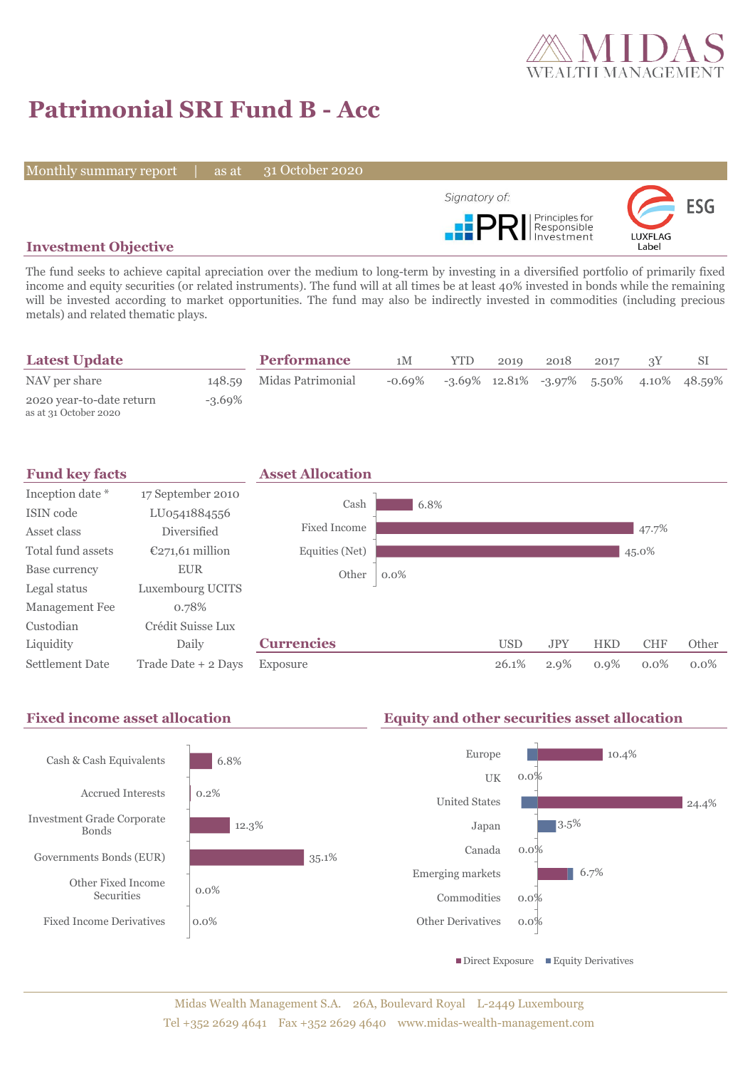# Patrimonial SRI Fund B - Acc

Monthly summary report | as at 31 October 2020

Signatory of: PRI Principles for Responsible Investment

ESG LUXFLAG Label

## Investment Objective

The fund seeks to achieve capital apreciation over the medium to long-term by investing in a diversified portfolio of primarily fixed income and equity securities (or related instruments). The fund will at all times be at least 40% invested in bonds while the remaining will be invested according to market opportunities. The fund may also be indirectly invested in commodities (including precious metals) and related thematic plays.

## Latest Update

| | |
|---|---|
| NAV per share | 148.59 |
| 2020 year-to-date return<br>as at 31 October 2020 | -3.69% |

## Performance

| | 1M | YTD | 2019 | 2018 | 2017 | 3Y | SI |
|---|---|---|---|---|---|---|---|
| Midas Patrimonial | -0.69% | -3.69% | 12.81% | -3.97% | 5.50% | 4.10% | 48.59% |

## Fund key facts

| | |
|---|---|
| Inception date * | 17 September 2010 |
| ISIN code | LU0541884556 |
| Asset class | Diversified |
| Total fund assets | €271,61 million |
| Base currency | EUR |
| Legal status | Luxembourg UCITS |
| Management Fee | 0.78% |
| Custodian | Crédit Suisse Lux |
| Liquidity | Daily |
| Settlement Date | Trade Date + 2 Days |

## Asset Allocation

| | |
|---|---|
| Cash | 6.8% |
| Fixed Income | 47.7% |
| Equities (Net) | 45.0% |
| Other | 0.0% |

## Currencies

| | USD | JPY | HKD | CHF | Other |
|---|---|---|---|---|---|
| Exposure | 26.1% | 2.9% | 0.9% | 0.0% | 0.0% |

## Fixed income asset allocation

| | |
|---|---|
| Cash & Cash Equivalents | 6.8% |
| Accrued Interests | 0.2% |
| Investment Grade Corporate Bonds | 12.3% |
| Governments Bonds (EUR) | 35.1% |
| Other Fixed Income Securities | 0.0% |
| Fixed Income Derivatives | 0.0% |

## Equity and other securities asset allocation

| | |
|---|---|
| Europe | 10.4% |
| UK | 0.0% |
| United States | 24.4% |
| Japan | 3.5% |
| Canada | 0.0% |
| Emerging markets | 6.7% |
| Commodities | 0.0% |
| Other Derivatives | 0.0% |

■ Direct Exposure ■ Equity Derivatives

Midas Wealth Management S.A. 26A, Boulevard Royal L-2449 Luxembourg
Tel +352 2629 4641 Fax +352 2629 4640 www.midas-wealth-management.com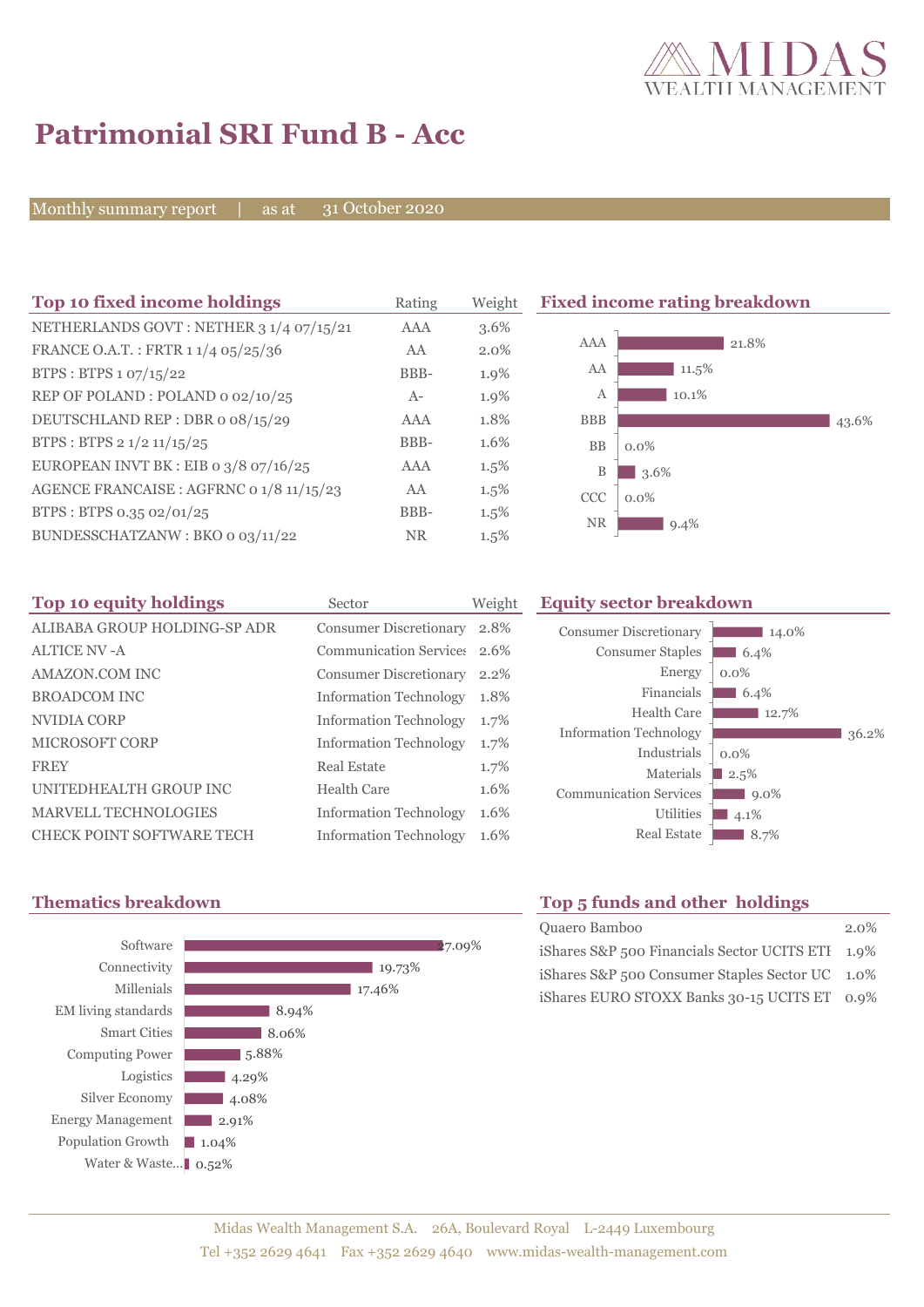# Patrimonial SRI Fund B - Acc

Monthly summary report | as at 31 October 2020

## Top 10 fixed income holdings

| Top 10 fixed income holdings | Rating | Weight |
|---|---|---|
| NETHERLANDS GOVT : NETHER 3 1/4 07/15/21 | AAA | 3.6% |
| FRANCE O.A.T. : FRTR 1 1/4 05/25/36 | AA | 2.0% |
| BTPS : BTPS 1 07/15/22 | BBB- | 1.9% |
| REP OF POLAND : POLAND 0 02/10/25 | A- | 1.9% |
| DEUTSCHLAND REP : DBR 0 08/15/29 | AAA | 1.8% |
| BTPS : BTPS 2 1/2 11/15/25 | BBB- | 1.6% |
| EUROPEAN INVT BK : EIB 0 3/8 07/16/25 | AAA | 1.5% |
| AGENCE FRANCAISE : AGFRNC 0 1/8 11/15/23 | AA | 1.5% |
| BTPS : BTPS 0.35 02/01/25 | BBB- | 1.5% |
| BUNDESSCHATZANW : BKO 0 03/11/22 | NR | 1.5% |

## Fixed income rating breakdown

| Rating | Weight |
|---|---|
| AAA | 21.8% |
| AA | 11.5% |
| A | 10.1% |
| BBB | 43.6% |
| BB | 0.0% |
| B | 3.6% |
| CCC | 0.0% |
| NR | 9.4% |

## Top 10 equity holdings

| Top 10 equity holdings | Sector | Weight |
|---|---|---|
| ALIBABA GROUP HOLDING-SP ADR | Consumer Discretionary | 2.8% |
| ALTICE NV -A | Communication Services | 2.6% |
| AMAZON.COM INC | Consumer Discretionary | 2.2% |
| BROADCOM INC | Information Technology | 1.8% |
| NVIDIA CORP | Information Technology | 1.7% |
| MICROSOFT CORP | Information Technology | 1.7% |
| FREY | Real Estate | 1.7% |
| UNITEDHEALTH GROUP INC | Health Care | 1.6% |
| MARVELL TECHNOLOGIES | Information Technology | 1.6% |
| CHECK POINT SOFTWARE TECH | Information Technology | 1.6% |

## Equity sector breakdown

| Sector | Weight |
|---|---|
| Consumer Discretionary | 14.0% |
| Consumer Staples | 6.4% |
| Energy | 0.0% |
| Financials | 6.4% |
| Health Care | 12.7% |
| Information Technology | 36.2% |
| Industrials | 0.0% |
| Materials | 2.5% |
| Communication Services | 9.0% |
| Utilities | 4.1% |
| Real Estate | 8.7% |

## Thematics breakdown

| Theme | Weight |
|---|---|
| Software | 27.09% |
| Connectivity | 19.73% |
| Millenials | 17.46% |
| EM living standards | 8.94% |
| Smart Cities | 8.06% |
| Computing Power | 5.88% |
| Logistics | 4.29% |
| Silver Economy | 4.08% |
| Energy Management | 2.91% |
| Population Growth | 1.04% |
| Water & Waste... | 0.52% |

## Top 5 funds and other holdings

| Holding | Weight |
|---|---|
| Quaero Bamboo | 2.0% |
| iShares S&P 500 Financials Sector UCITS ETF | 1.9% |
| iShares S&P 500 Consumer Staples Sector UC | 1.0% |
| iShares EURO STOXX Banks 30-15 UCITS ET | 0.9% |

Midas Wealth Management S.A. 26A, Boulevard Royal L-2449 Luxembourg
Tel +352 2629 4641 Fax +352 2629 4640 www.midas-wealth-management.com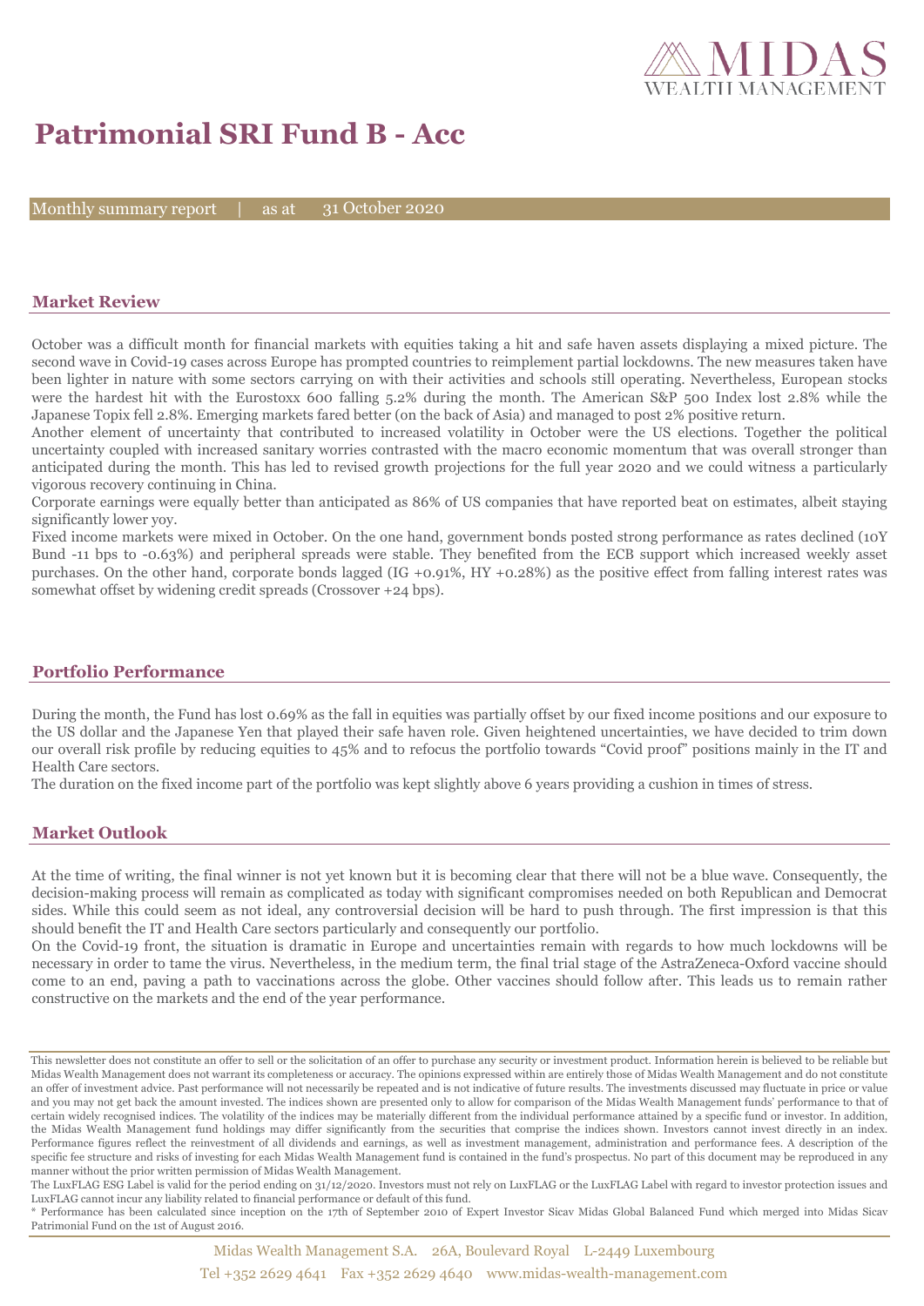# Patrimonial SRI Fund B - Acc

Monthly summary report | as at 31 October 2020

## Market Review

October was a difficult month for financial markets with equities taking a hit and safe haven assets displaying a mixed picture. The second wave in Covid-19 cases across Europe has prompted countries to reimplement partial lockdowns. The new measures taken have been lighter in nature with some sectors carrying on with their activities and schools still operating. Nevertheless, European stocks were the hardest hit with the Eurostoxx 600 falling 5.2% during the month. The American S&P 500 Index lost 2.8% while the Japanese Topix fell 2.8%. Emerging markets fared better (on the back of Asia) and managed to post 2% positive return.

Another element of uncertainty that contributed to increased volatility in October were the US elections. Together the political uncertainty coupled with increased sanitary worries contrasted with the macro economic momentum that was overall stronger than anticipated during the month. This has led to revised growth projections for the full year 2020 and we could witness a particularly vigorous recovery continuing in China.

Corporate earnings were equally better than anticipated as 86% of US companies that have reported beat on estimates, albeit staying significantly lower yoy.

Fixed income markets were mixed in October. On the one hand, government bonds posted strong performance as rates declined (10Y Bund -11 bps to -0.63%) and peripheral spreads were stable. They benefited from the ECB support which increased weekly asset purchases. On the other hand, corporate bonds lagged (IG +0.91%, HY +0.28%) as the positive effect from falling interest rates was somewhat offset by widening credit spreads (Crossover +24 bps).

## Portfolio Performance

During the month, the Fund has lost 0.69% as the fall in equities was partially offset by our fixed income positions and our exposure to the US dollar and the Japanese Yen that played their safe haven role. Given heightened uncertainties, we have decided to trim down our overall risk profile by reducing equities to 45% and to refocus the portfolio towards "Covid proof" positions mainly in the IT and Health Care sectors.

The duration on the fixed income part of the portfolio was kept slightly above 6 years providing a cushion in times of stress.

## Market Outlook

At the time of writing, the final winner is not yet known but it is becoming clear that there will not be a blue wave. Consequently, the decision-making process will remain as complicated as today with significant compromises needed on both Republican and Democrat sides. While this could seem as not ideal, any controversial decision will be hard to push through. The first impression is that this should benefit the IT and Health Care sectors particularly and consequently our portfolio.

On the Covid-19 front, the situation is dramatic in Europe and uncertainties remain with regards to how much lockdowns will be necessary in order to tame the virus. Nevertheless, in the medium term, the final trial stage of the AstraZeneca-Oxford vaccine should come to an end, paving a path to vaccinations across the globe. Other vaccines should follow after. This leads us to remain rather constructive on the markets and the end of the year performance.

This newsletter does not constitute an offer to sell or the solicitation of an offer to purchase any security or investment product. Information herein is believed to be reliable but Midas Wealth Management does not warrant its completeness or accuracy. The opinions expressed within are entirely those of Midas Wealth Management and do not constitute an offer of investment advice. Past performance will not necessarily be repeated and is not indicative of future results. The investments discussed may fluctuate in price or value and you may not get back the amount invested. The indices shown are presented only to allow for comparison of the Midas Wealth Management funds' performance to that of certain widely recognised indices. The volatility of the indices may be materially different from the individual performance attained by a specific fund or investor. In addition, the Midas Wealth Management fund holdings may differ significantly from the securities that comprise the indices shown. Investors cannot invest directly in an index. Performance figures reflect the reinvestment of all dividends and earnings, as well as investment management, administration and performance fees. A description of the specific fee structure and risks of investing for each Midas Wealth Management fund is contained in the fund's prospectus. No part of this document may be reproduced in any manner without the prior written permission of Midas Wealth Management.

The LuxFLAG ESG Label is valid for the period ending on 31/12/2020. Investors must not rely on LuxFLAG or the LuxFLAG Label with regard to investor protection issues and LuxFLAG cannot incur any liability related to financial performance or default of this fund.

* Performance has been calculated since inception on the 17th of September 2010 of Expert Investor Sicav Midas Global Balanced Fund which merged into Midas Sicav Patrimonial Fund on the 1st of August 2016.

Midas Wealth Management S.A. 26A, Boulevard Royal L-2449 Luxembourg

Tel +352 2629 4641 Fax +352 2629 4640 www.midas-wealth-management.com